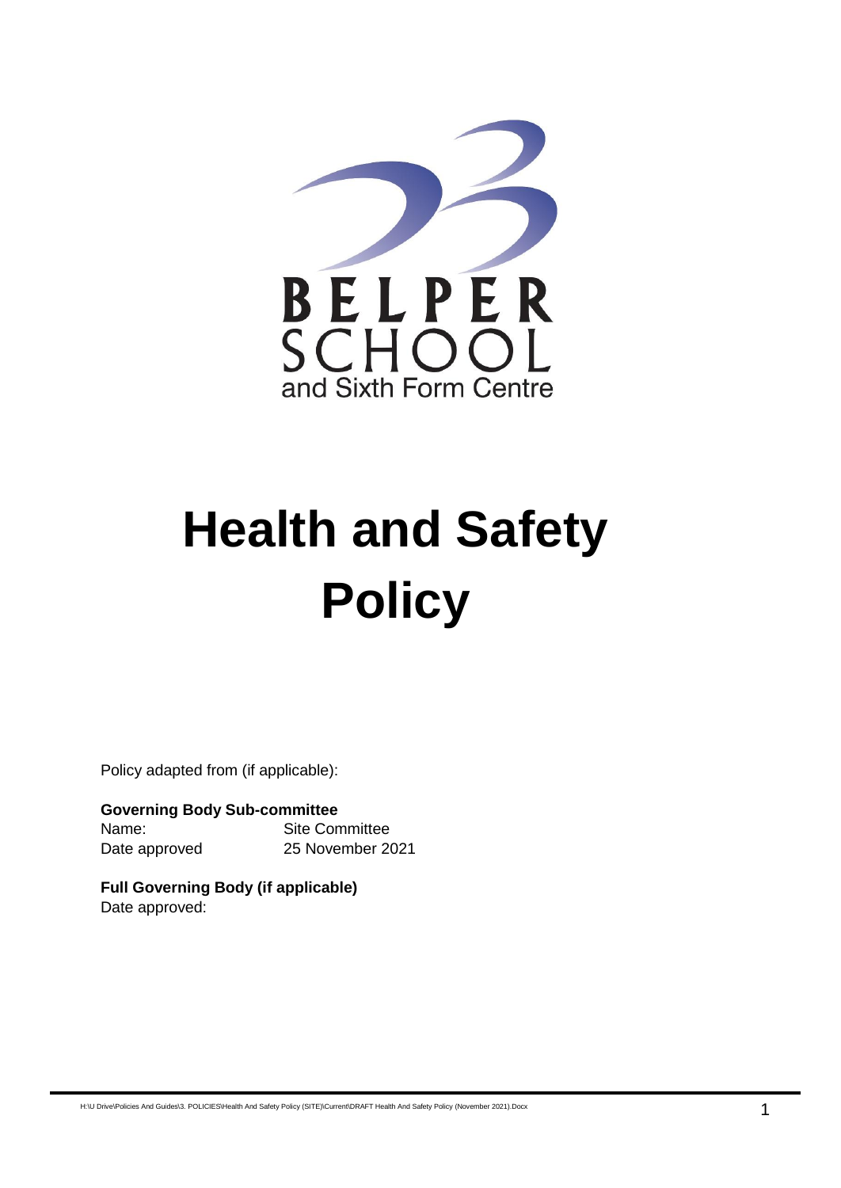BELPER SCHOOL

and Sixth Form Centre

# Health and Safety Policy

Policy adapted from (if applicable):

**Governing Body Sub-committee**

| | |
|---|---|
| Name: | Site Committee |
| Date approved | 25 November 2021 |

**Full Governing Body (if applicable)**

Date approved: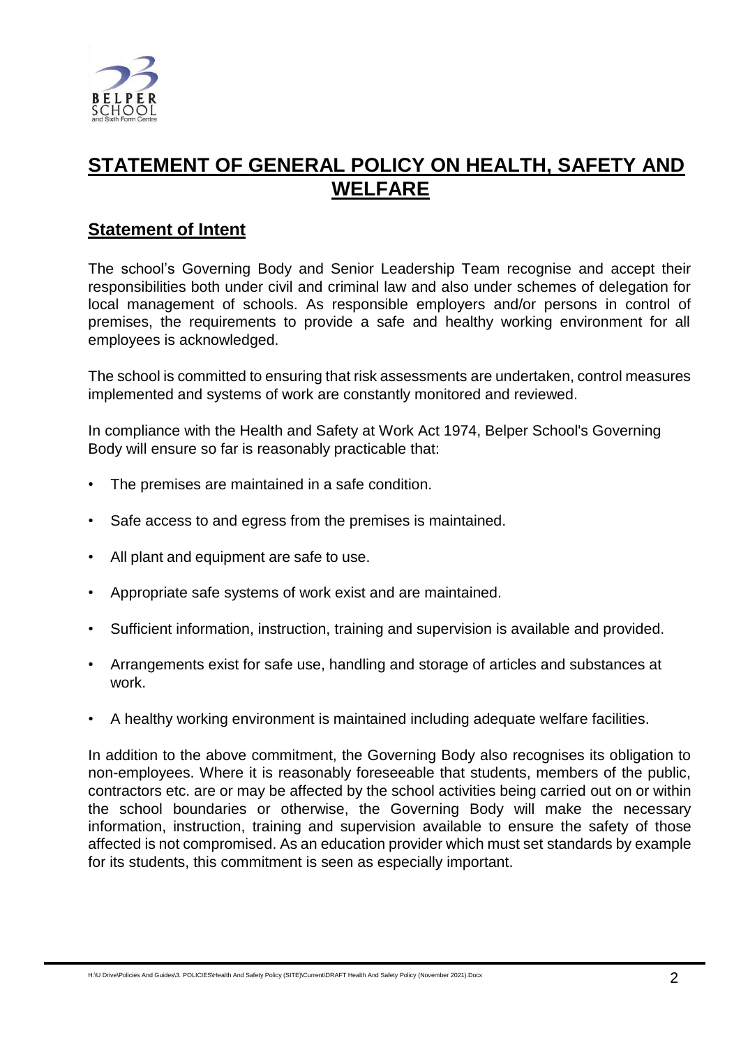# STATEMENT OF GENERAL POLICY ON HEALTH, SAFETY AND WELFARE

## Statement of Intent

The school's Governing Body and Senior Leadership Team recognise and accept their responsibilities both under civil and criminal law and also under schemes of delegation for local management of schools. As responsible employers and/or persons in control of premises, the requirements to provide a safe and healthy working environment for all employees is acknowledged.

The school is committed to ensuring that risk assessments are undertaken, control measures implemented and systems of work are constantly monitored and reviewed.

In compliance with the Health and Safety at Work Act 1974, Belper School's Governing Body will ensure so far is reasonably practicable that:

- The premises are maintained in a safe condition.
- Safe access to and egress from the premises is maintained.
- All plant and equipment are safe to use.
- Appropriate safe systems of work exist and are maintained.
- Sufficient information, instruction, training and supervision is available and provided.
- Arrangements exist for safe use, handling and storage of articles and substances at work.
- A healthy working environment is maintained including adequate welfare facilities.

In addition to the above commitment, the Governing Body also recognises its obligation to non-employees. Where it is reasonably foreseeable that students, members of the public, contractors etc. are or may be affected by the school activities being carried out on or within the school boundaries or otherwise, the Governing Body will make the necessary information, instruction, training and supervision available to ensure the safety of those affected is not compromised. As an education provider which must set standards by example for its students, this commitment is seen as especially important.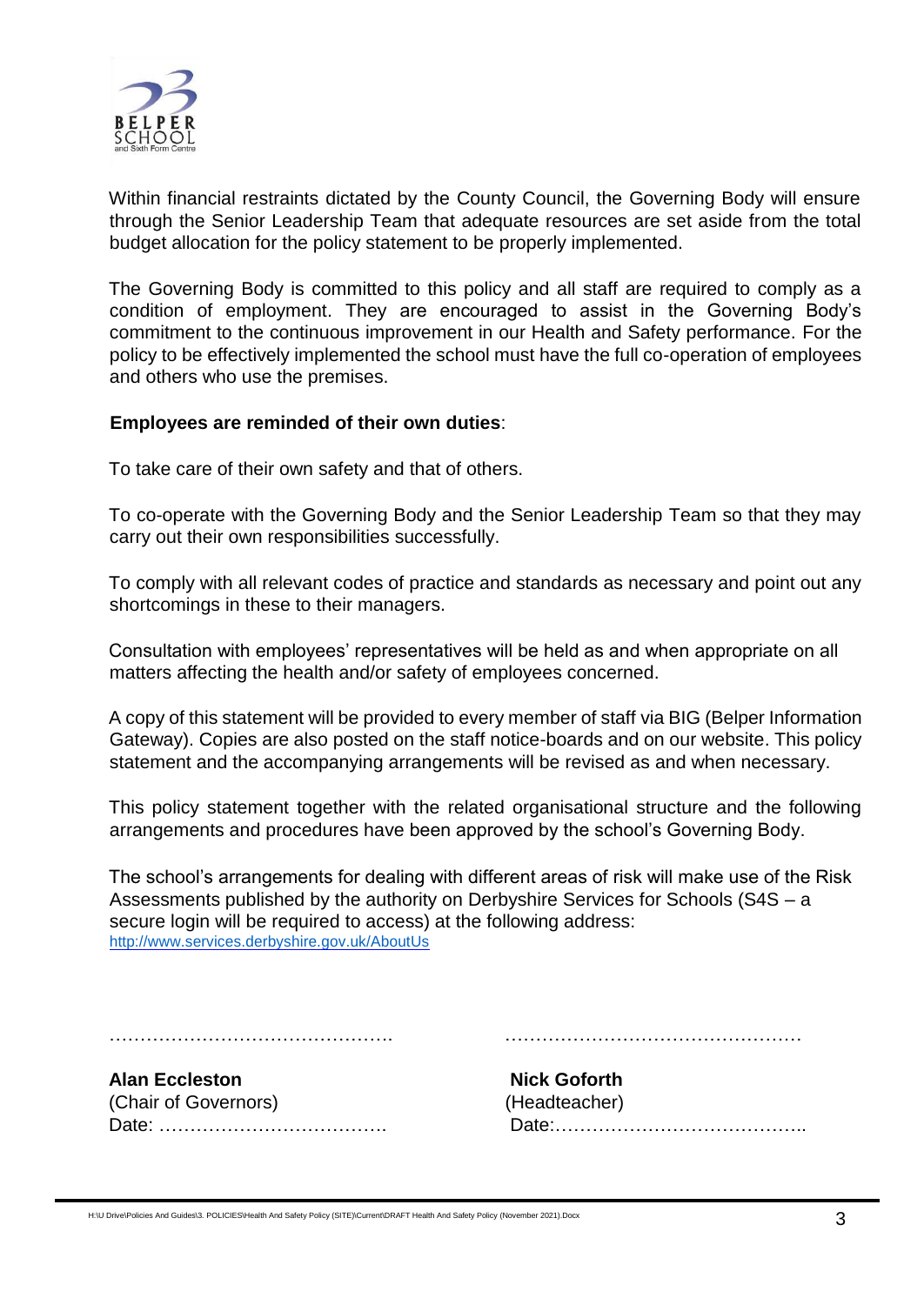Within financial restraints dictated by the County Council, the Governing Body will ensure through the Senior Leadership Team that adequate resources are set aside from the total budget allocation for the policy statement to be properly implemented.

The Governing Body is committed to this policy and all staff are required to comply as a condition of employment. They are encouraged to assist in the Governing Body's commitment to the continuous improvement in our Health and Safety performance. For the policy to be effectively implemented the school must have the full co-operation of employees and others who use the premises.

**Employees are reminded of their own duties**:

To take care of their own safety and that of others.

To co-operate with the Governing Body and the Senior Leadership Team so that they may carry out their own responsibilities successfully.

To comply with all relevant codes of practice and standards as necessary and point out any shortcomings in these to their managers.

Consultation with employees' representatives will be held as and when appropriate on all matters affecting the health and/or safety of employees concerned.

A copy of this statement will be provided to every member of staff via BIG (Belper Information Gateway). Copies are also posted on the staff notice-boards and on our website. This policy statement and the accompanying arrangements will be revised as and when necessary.

This policy statement together with the related organisational structure and the following arrangements and procedures have been approved by the school's Governing Body.

The school's arrangements for dealing with different areas of risk will make use of the Risk Assessments published by the authority on Derbyshire Services for Schools (S4S – a secure login will be required to access) at the following address:
http://www.services.derbyshire.gov.uk/AboutUs

……………………………………….

**Alan Eccleston**
(Chair of Governors)
Date: ……………………………….

………………………………………….

**Nick Goforth**
(Headteacher)
Date:…………………………………..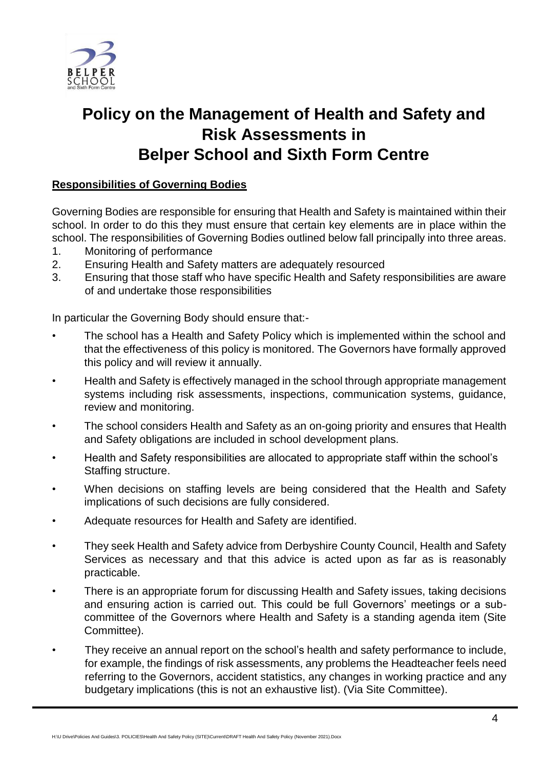# Policy on the Management of Health and Safety and Risk Assessments in Belper School and Sixth Form Centre

**Responsibilities of Governing Bodies**

Governing Bodies are responsible for ensuring that Health and Safety is maintained within their school. In order to do this they must ensure that certain key elements are in place within the school. The responsibilities of Governing Bodies outlined below fall principally into three areas.

1. Monitoring of performance
2. Ensuring Health and Safety matters are adequately resourced
3. Ensuring that those staff who have specific Health and Safety responsibilities are aware of and undertake those responsibilities

In particular the Governing Body should ensure that:-

- The school has a Health and Safety Policy which is implemented within the school and that the effectiveness of this policy is monitored. The Governors have formally approved this policy and will review it annually.
- Health and Safety is effectively managed in the school through appropriate management systems including risk assessments, inspections, communication systems, guidance, review and monitoring.
- The school considers Health and Safety as an on-going priority and ensures that Health and Safety obligations are included in school development plans.
- Health and Safety responsibilities are allocated to appropriate staff within the school's Staffing structure.
- When decisions on staffing levels are being considered that the Health and Safety implications of such decisions are fully considered.
- Adequate resources for Health and Safety are identified.
- They seek Health and Safety advice from Derbyshire County Council, Health and Safety Services as necessary and that this advice is acted upon as far as is reasonably practicable.
- There is an appropriate forum for discussing Health and Safety issues, taking decisions and ensuring action is carried out. This could be full Governors' meetings or a sub-committee of the Governors where Health and Safety is a standing agenda item (Site Committee).
- They receive an annual report on the school's health and safety performance to include, for example, the findings of risk assessments, any problems the Headteacher feels need referring to the Governors, accident statistics, any changes in working practice and any budgetary implications (this is not an exhaustive list). (Via Site Committee).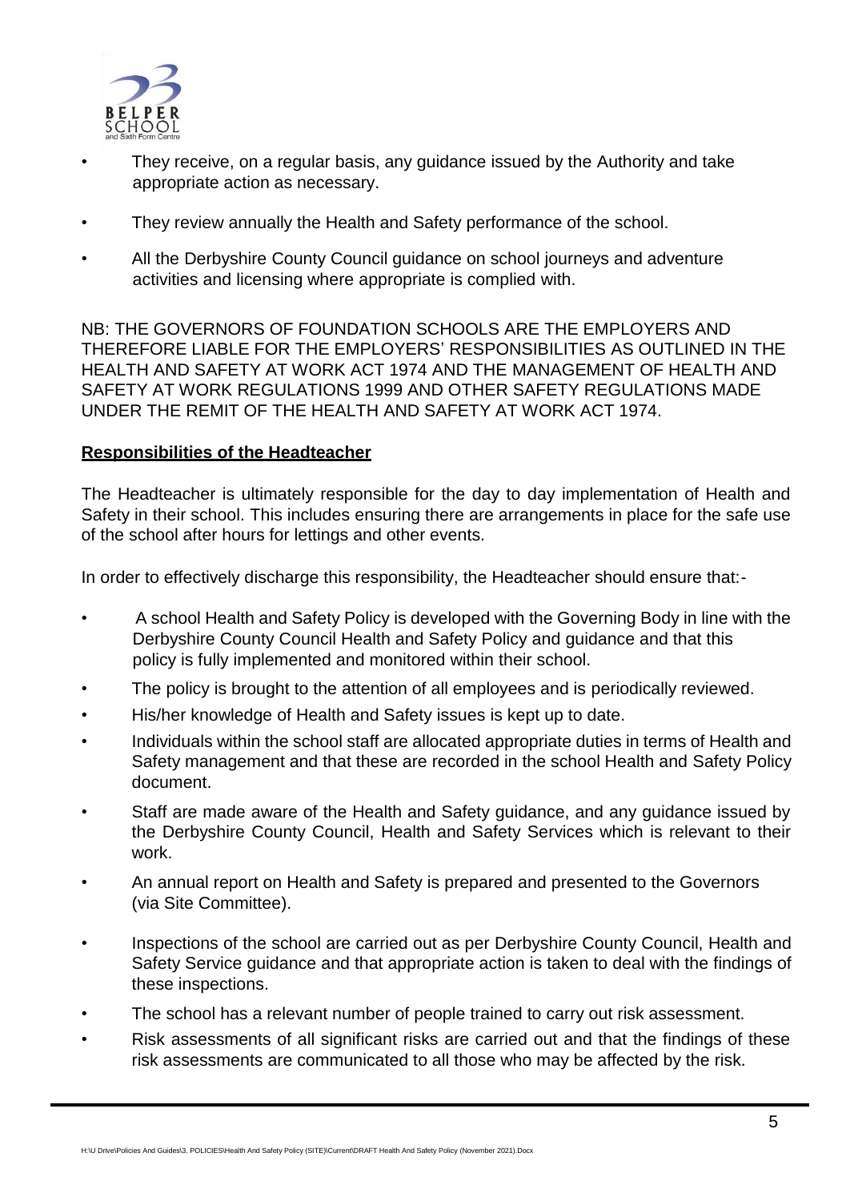- They receive, on a regular basis, any guidance issued by the Authority and take appropriate action as necessary.
- They review annually the Health and Safety performance of the school.
- All the Derbyshire County Council guidance on school journeys and adventure activities and licensing where appropriate is complied with.

NB: THE GOVERNORS OF FOUNDATION SCHOOLS ARE THE EMPLOYERS AND THEREFORE LIABLE FOR THE EMPLOYERS' RESPONSIBILITIES AS OUTLINED IN THE HEALTH AND SAFETY AT WORK ACT 1974 AND THE MANAGEMENT OF HEALTH AND SAFETY AT WORK REGULATIONS 1999 AND OTHER SAFETY REGULATIONS MADE UNDER THE REMIT OF THE HEALTH AND SAFETY AT WORK ACT 1974.

**Responsibilities of the Headteacher**

The Headteacher is ultimately responsible for the day to day implementation of Health and Safety in their school. This includes ensuring there are arrangements in place for the safe use of the school after hours for lettings and other events.

In order to effectively discharge this responsibility, the Headteacher should ensure that:-

- A school Health and Safety Policy is developed with the Governing Body in line with the Derbyshire County Council Health and Safety Policy and guidance and that this policy is fully implemented and monitored within their school.
- The policy is brought to the attention of all employees and is periodically reviewed.
- His/her knowledge of Health and Safety issues is kept up to date.
- Individuals within the school staff are allocated appropriate duties in terms of Health and Safety management and that these are recorded in the school Health and Safety Policy document.
- Staff are made aware of the Health and Safety guidance, and any guidance issued by the Derbyshire County Council, Health and Safety Services which is relevant to their work.
- An annual report on Health and Safety is prepared and presented to the Governors (via Site Committee).
- Inspections of the school are carried out as per Derbyshire County Council, Health and Safety Service guidance and that appropriate action is taken to deal with the findings of these inspections.
- The school has a relevant number of people trained to carry out risk assessment.
- Risk assessments of all significant risks are carried out and that the findings of these risk assessments are communicated to all those who may be affected by the risk.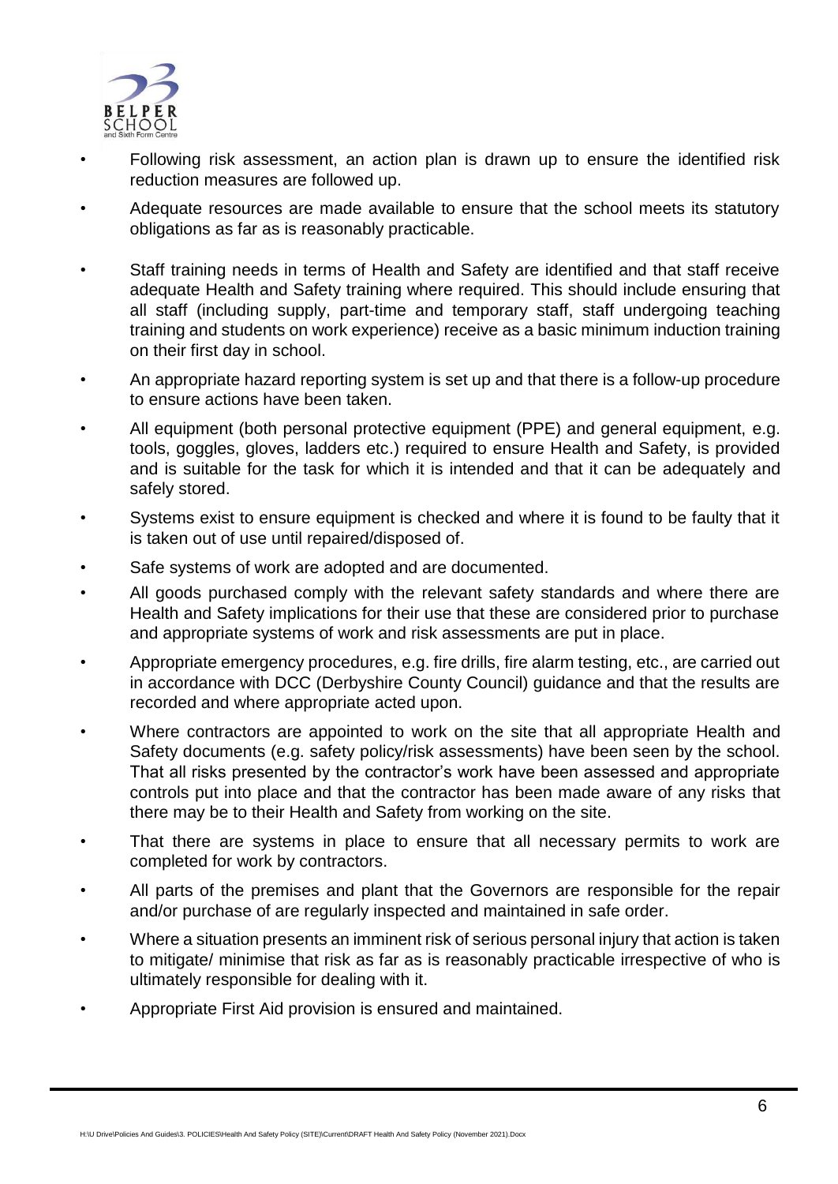- Following risk assessment, an action plan is drawn up to ensure the identified risk reduction measures are followed up.
- Adequate resources are made available to ensure that the school meets its statutory obligations as far as is reasonably practicable.
- Staff training needs in terms of Health and Safety are identified and that staff receive adequate Health and Safety training where required. This should include ensuring that all staff (including supply, part-time and temporary staff, staff undergoing teaching training and students on work experience) receive as a basic minimum induction training on their first day in school.
- An appropriate hazard reporting system is set up and that there is a follow-up procedure to ensure actions have been taken.
- All equipment (both personal protective equipment (PPE) and general equipment, e.g. tools, goggles, gloves, ladders etc.) required to ensure Health and Safety, is provided and is suitable for the task for which it is intended and that it can be adequately and safely stored.
- Systems exist to ensure equipment is checked and where it is found to be faulty that it is taken out of use until repaired/disposed of.
- Safe systems of work are adopted and are documented.
- All goods purchased comply with the relevant safety standards and where there are Health and Safety implications for their use that these are considered prior to purchase and appropriate systems of work and risk assessments are put in place.
- Appropriate emergency procedures, e.g. fire drills, fire alarm testing, etc., are carried out in accordance with DCC (Derbyshire County Council) guidance and that the results are recorded and where appropriate acted upon.
- Where contractors are appointed to work on the site that all appropriate Health and Safety documents (e.g. safety policy/risk assessments) have been seen by the school. That all risks presented by the contractor's work have been assessed and appropriate controls put into place and that the contractor has been made aware of any risks that there may be to their Health and Safety from working on the site.
- That there are systems in place to ensure that all necessary permits to work are completed for work by contractors.
- All parts of the premises and plant that the Governors are responsible for the repair and/or purchase of are regularly inspected and maintained in safe order.
- Where a situation presents an imminent risk of serious personal injury that action is taken to mitigate/ minimise that risk as far as is reasonably practicable irrespective of who is ultimately responsible for dealing with it.
- Appropriate First Aid provision is ensured and maintained.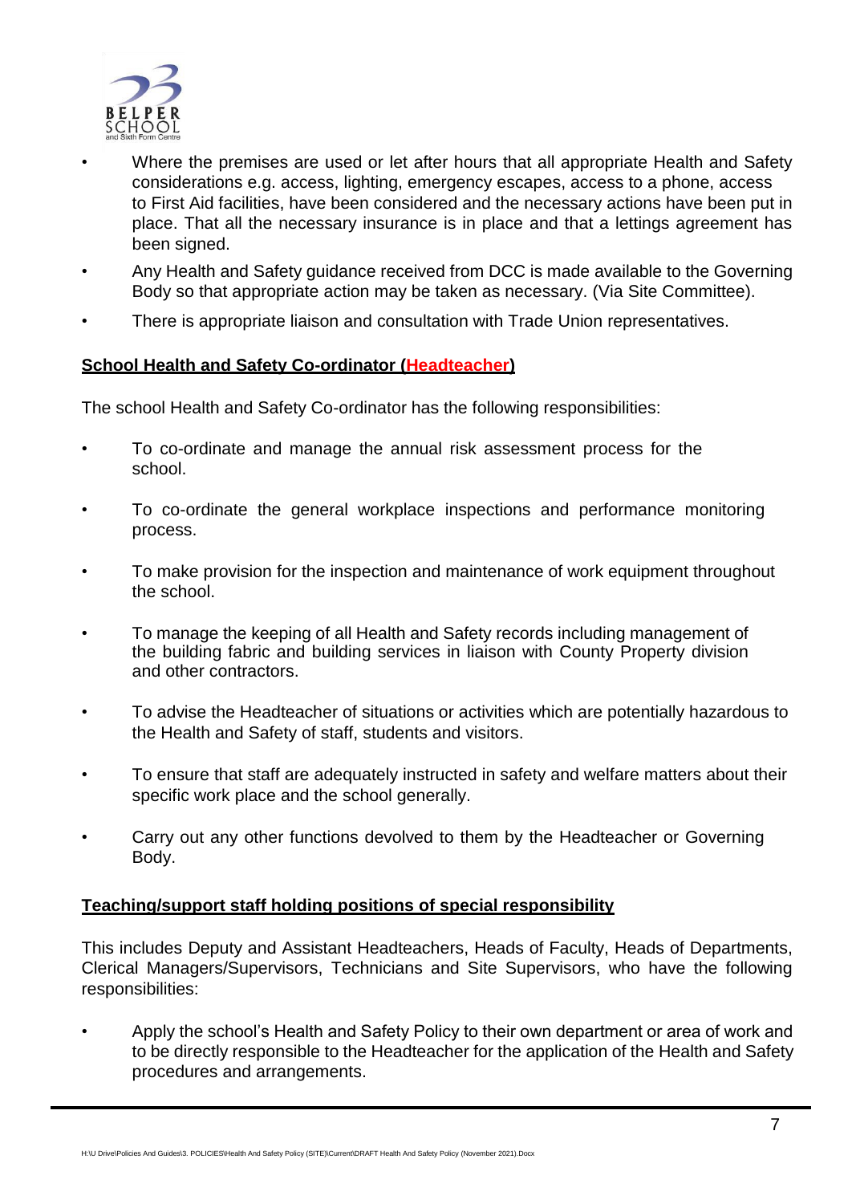- Where the premises are used or let after hours that all appropriate Health and Safety considerations e.g. access, lighting, emergency escapes, access to a phone, access to First Aid facilities, have been considered and the necessary actions have been put in place. That all the necessary insurance is in place and that a lettings agreement has been signed.
- Any Health and Safety guidance received from DCC is made available to the Governing Body so that appropriate action may be taken as necessary. (Via Site Committee).
- There is appropriate liaison and consultation with Trade Union representatives.

**School Health and Safety Co-ordinator (Headteacher)**

The school Health and Safety Co-ordinator has the following responsibilities:

- To co-ordinate and manage the annual risk assessment process for the school.
- To co-ordinate the general workplace inspections and performance monitoring process.
- To make provision for the inspection and maintenance of work equipment throughout the school.
- To manage the keeping of all Health and Safety records including management of the building fabric and building services in liaison with County Property division and other contractors.
- To advise the Headteacher of situations or activities which are potentially hazardous to the Health and Safety of staff, students and visitors.
- To ensure that staff are adequately instructed in safety and welfare matters about their specific work place and the school generally.
- Carry out any other functions devolved to them by the Headteacher or Governing Body.

**Teaching/support staff holding positions of special responsibility**

This includes Deputy and Assistant Headteachers, Heads of Faculty, Heads of Departments, Clerical Managers/Supervisors, Technicians and Site Supervisors, who have the following responsibilities:

- Apply the school's Health and Safety Policy to their own department or area of work and to be directly responsible to the Headteacher for the application of the Health and Safety procedures and arrangements.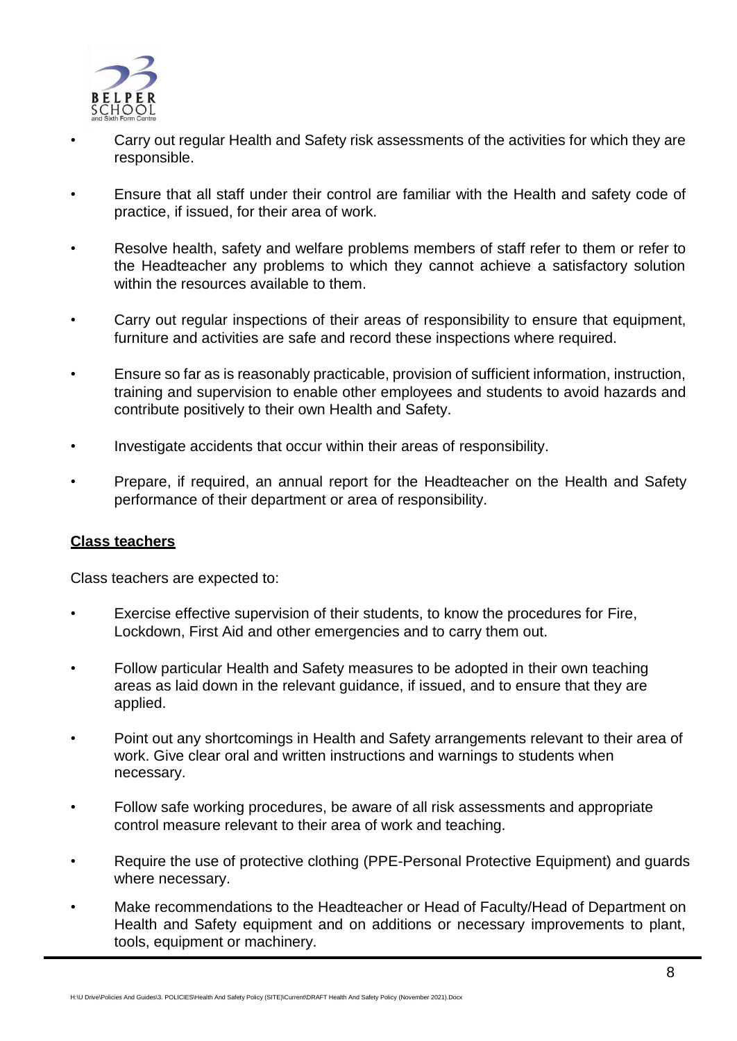- Carry out regular Health and Safety risk assessments of the activities for which they are responsible.
- Ensure that all staff under their control are familiar with the Health and safety code of practice, if issued, for their area of work.
- Resolve health, safety and welfare problems members of staff refer to them or refer to the Headteacher any problems to which they cannot achieve a satisfactory solution within the resources available to them.
- Carry out regular inspections of their areas of responsibility to ensure that equipment, furniture and activities are safe and record these inspections where required.
- Ensure so far as is reasonably practicable, provision of sufficient information, instruction, training and supervision to enable other employees and students to avoid hazards and contribute positively to their own Health and Safety.
- Investigate accidents that occur within their areas of responsibility.
- Prepare, if required, an annual report for the Headteacher on the Health and Safety performance of their department or area of responsibility.

**Class teachers**

Class teachers are expected to:

- Exercise effective supervision of their students, to know the procedures for Fire, Lockdown, First Aid and other emergencies and to carry them out.
- Follow particular Health and Safety measures to be adopted in their own teaching areas as laid down in the relevant guidance, if issued, and to ensure that they are applied.
- Point out any shortcomings in Health and Safety arrangements relevant to their area of work. Give clear oral and written instructions and warnings to students when necessary.
- Follow safe working procedures, be aware of all risk assessments and appropriate control measure relevant to their area of work and teaching.
- Require the use of protective clothing (PPE-Personal Protective Equipment) and guards where necessary.
- Make recommendations to the Headteacher or Head of Faculty/Head of Department on Health and Safety equipment and on additions or necessary improvements to plant, tools, equipment or machinery.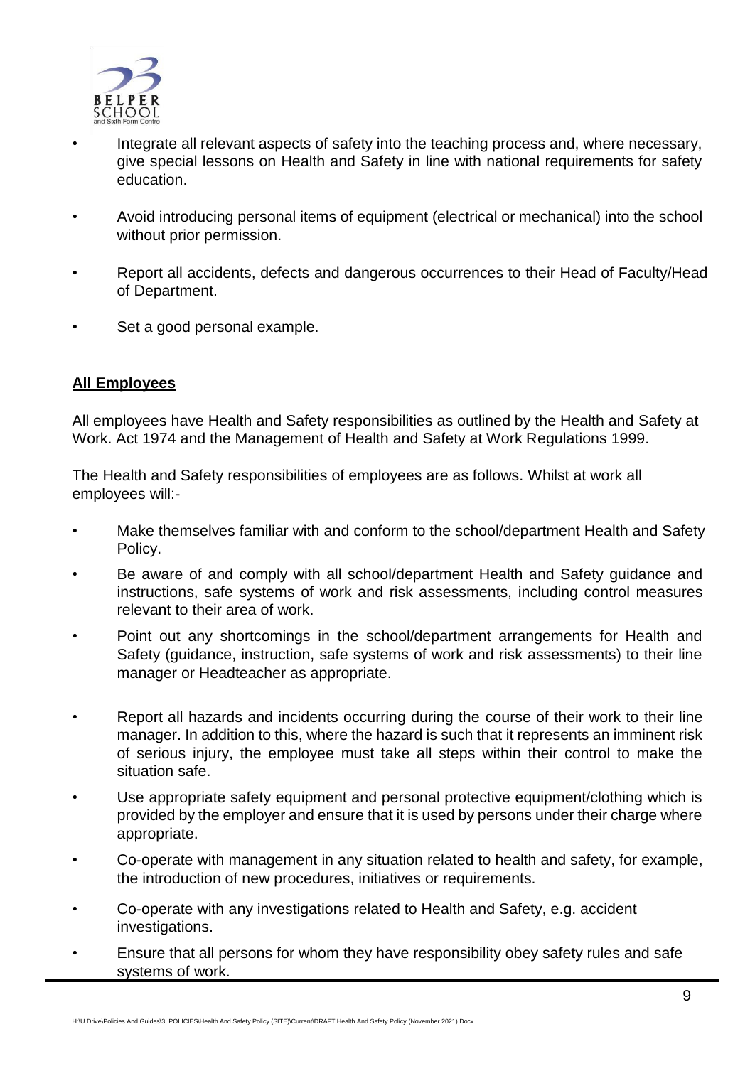- Integrate all relevant aspects of safety into the teaching process and, where necessary, give special lessons on Health and Safety in line with national requirements for safety education.
- Avoid introducing personal items of equipment (electrical or mechanical) into the school without prior permission.
- Report all accidents, defects and dangerous occurrences to their Head of Faculty/Head of Department.
- Set a good personal example.

**All Employees**

All employees have Health and Safety responsibilities as outlined by the Health and Safety at Work. Act 1974 and the Management of Health and Safety at Work Regulations 1999.

The Health and Safety responsibilities of employees are as follows. Whilst at work all employees will:-

- Make themselves familiar with and conform to the school/department Health and Safety Policy.
- Be aware of and comply with all school/department Health and Safety guidance and instructions, safe systems of work and risk assessments, including control measures relevant to their area of work.
- Point out any shortcomings in the school/department arrangements for Health and Safety (guidance, instruction, safe systems of work and risk assessments) to their line manager or Headteacher as appropriate.
- Report all hazards and incidents occurring during the course of their work to their line manager. In addition to this, where the hazard is such that it represents an imminent risk of serious injury, the employee must take all steps within their control to make the situation safe.
- Use appropriate safety equipment and personal protective equipment/clothing which is provided by the employer and ensure that it is used by persons under their charge where appropriate.
- Co-operate with management in any situation related to health and safety, for example, the introduction of new procedures, initiatives or requirements.
- Co-operate with any investigations related to Health and Safety, e.g. accident investigations.
- Ensure that all persons for whom they have responsibility obey safety rules and safe systems of work.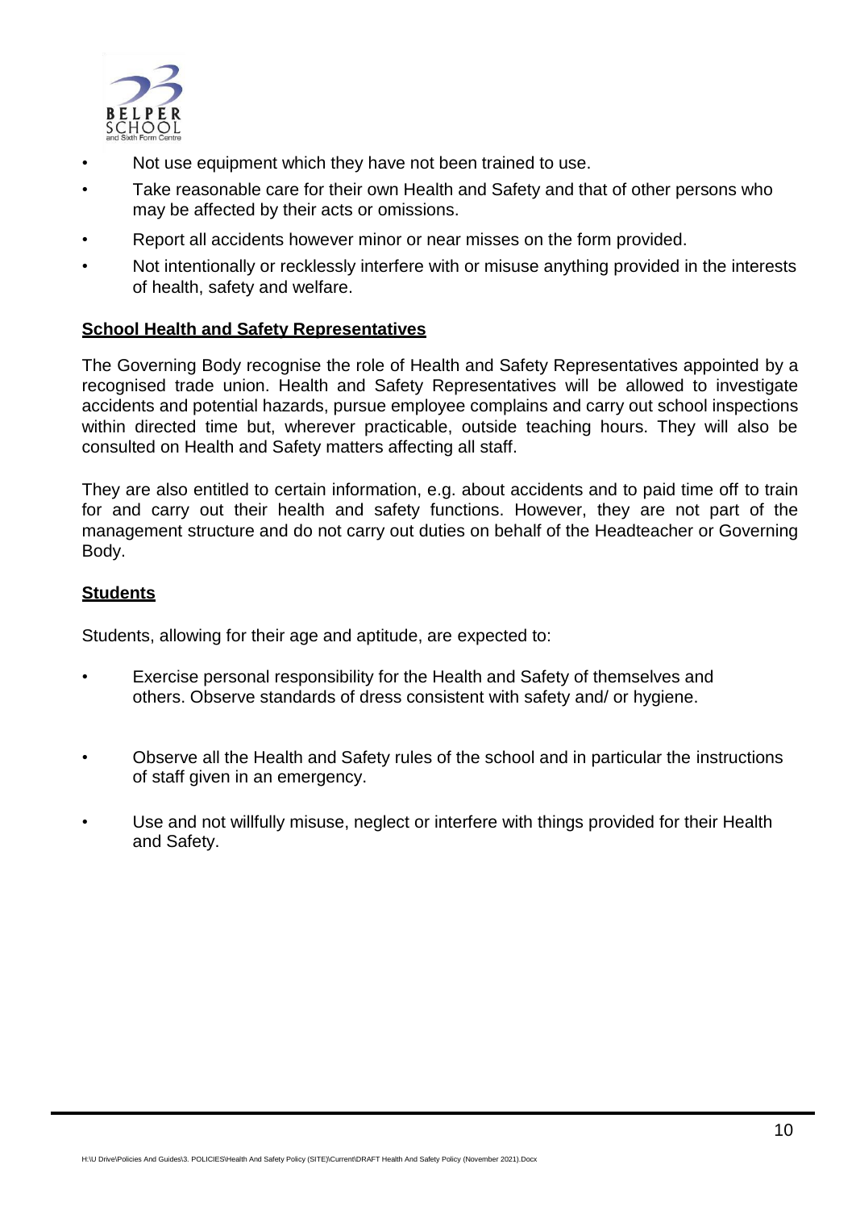- Not use equipment which they have not been trained to use.
- Take reasonable care for their own Health and Safety and that of other persons who may be affected by their acts or omissions.
- Report all accidents however minor or near misses on the form provided.
- Not intentionally or recklessly interfere with or misuse anything provided in the interests of health, safety and welfare.

**School Health and Safety Representatives**

The Governing Body recognise the role of Health and Safety Representatives appointed by a recognised trade union. Health and Safety Representatives will be allowed to investigate accidents and potential hazards, pursue employee complains and carry out school inspections within directed time but, wherever practicable, outside teaching hours. They will also be consulted on Health and Safety matters affecting all staff.

They are also entitled to certain information, e.g. about accidents and to paid time off to train for and carry out their health and safety functions. However, they are not part of the management structure and do not carry out duties on behalf of the Headteacher or Governing Body.

**Students**

Students, allowing for their age and aptitude, are expected to:

- Exercise personal responsibility for the Health and Safety of themselves and others. Observe standards of dress consistent with safety and/ or hygiene.
- Observe all the Health and Safety rules of the school and in particular the instructions of staff given in an emergency.
- Use and not willfully misuse, neglect or interfere with things provided for their Health and Safety.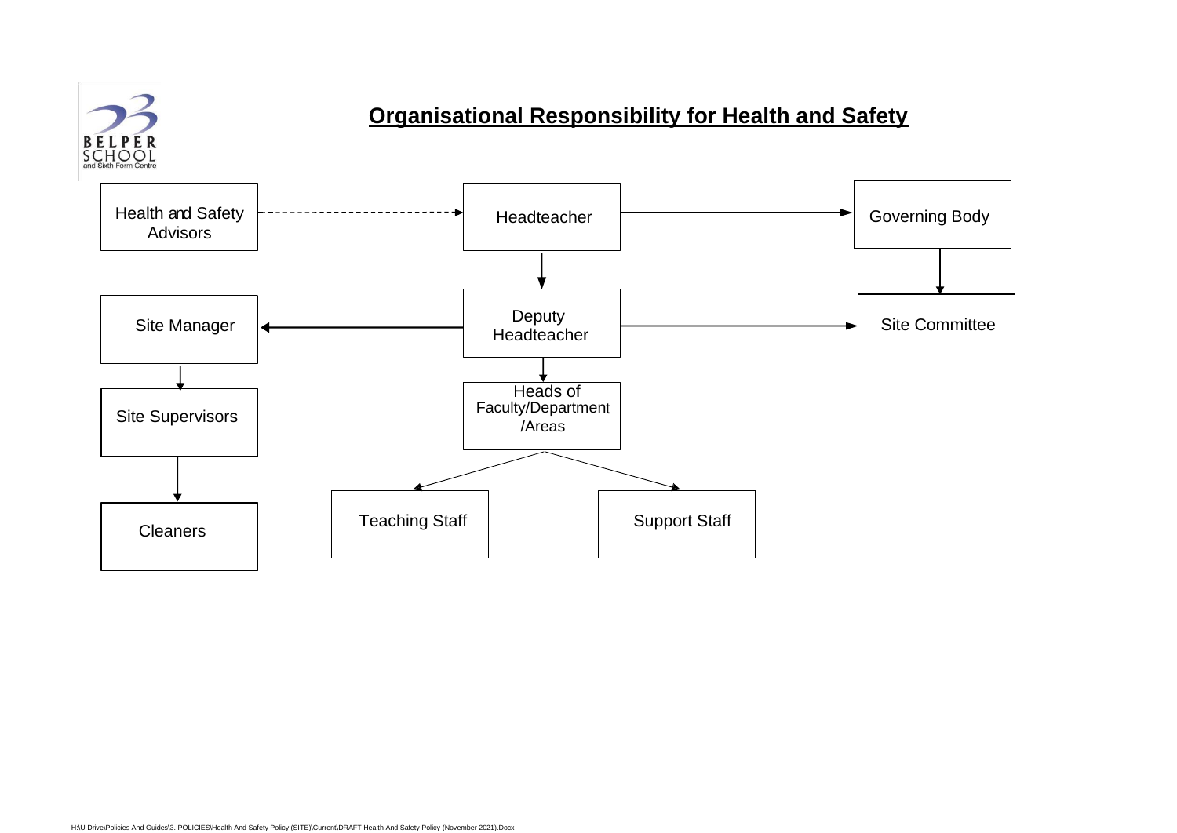## Organisational Responsibility for Health and Safety

- Health and Safety Advisors - - - → Headteacher
- Headteacher → Governing Body
- Headteacher → Deputy Headteacher
- Governing Body → Site Committee
- Deputy Headteacher → Site Manager
- Deputy Headteacher → Site Committee
- Deputy Headteacher → Heads of Faculty/Department /Areas
- Site Manager → Site Supervisors
- Site Supervisors → Cleaners
- Heads of Faculty/Department /Areas → Teaching Staff
- Heads of Faculty/Department /Areas → Support Staff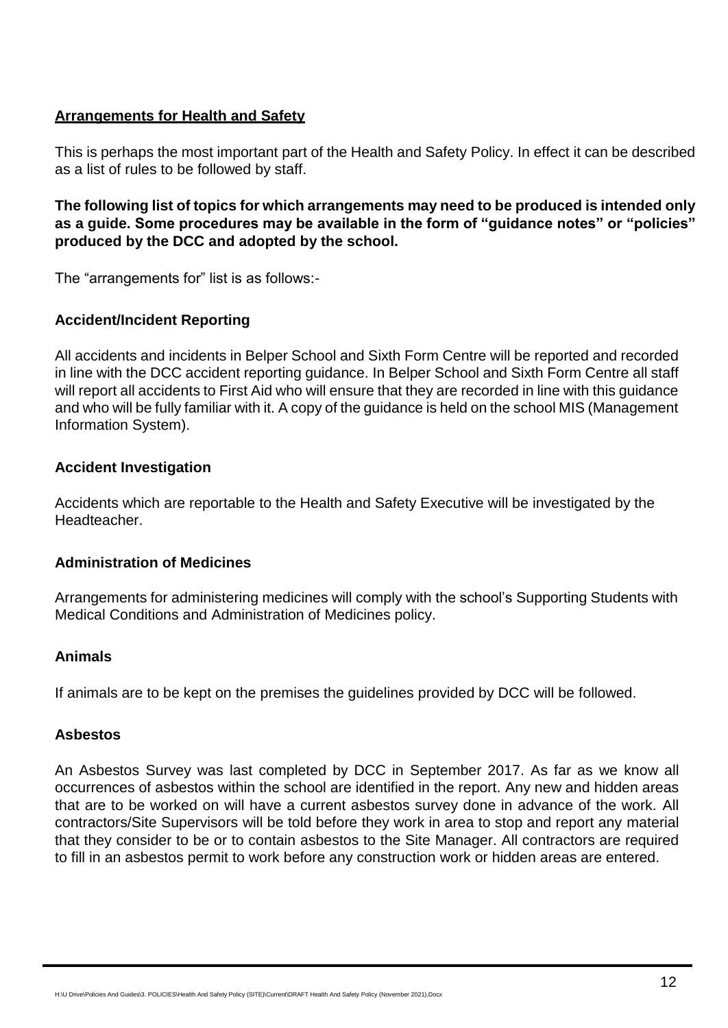## Arrangements for Health and Safety

This is perhaps the most important part of the Health and Safety Policy. In effect it can be described as a list of rules to be followed by staff.

**The following list of topics for which arrangements may need to be produced is intended only as a guide. Some procedures may be available in the form of "guidance notes" or "policies" produced by the DCC and adopted by the school.**

The "arrangements for" list is as follows:-

### Accident/Incident Reporting

All accidents and incidents in Belper School and Sixth Form Centre will be reported and recorded in line with the DCC accident reporting guidance. In Belper School and Sixth Form Centre all staff will report all accidents to First Aid who will ensure that they are recorded in line with this guidance and who will be fully familiar with it. A copy of the guidance is held on the school MIS (Management Information System).

### Accident Investigation

Accidents which are reportable to the Health and Safety Executive will be investigated by the Headteacher.

### Administration of Medicines

Arrangements for administering medicines will comply with the school's Supporting Students with Medical Conditions and Administration of Medicines policy.

### Animals

If animals are to be kept on the premises the guidelines provided by DCC will be followed.

### Asbestos

An Asbestos Survey was last completed by DCC in September 2017. As far as we know all occurrences of asbestos within the school are identified in the report. Any new and hidden areas that are to be worked on will have a current asbestos survey done in advance of the work. All contractors/Site Supervisors will be told before they work in area to stop and report any material that they consider to be or to contain asbestos to the Site Manager. All contractors are required to fill in an asbestos permit to work before any construction work or hidden areas are entered.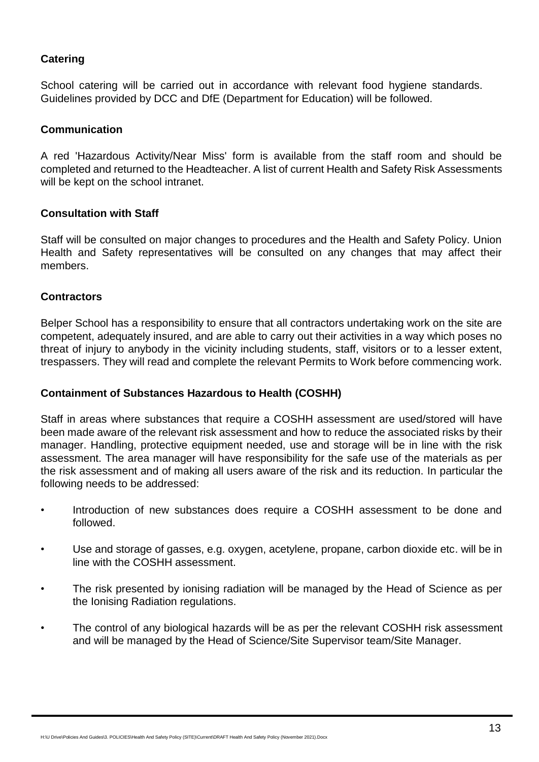**Catering**

School catering will be carried out in accordance with relevant food hygiene standards. Guidelines provided by DCC and DfE (Department for Education) will be followed.

**Communication**

A red 'Hazardous Activity/Near Miss' form is available from the staff room and should be completed and returned to the Headteacher. A list of current Health and Safety Risk Assessments will be kept on the school intranet.

**Consultation with Staff**

Staff will be consulted on major changes to procedures and the Health and Safety Policy. Union Health and Safety representatives will be consulted on any changes that may affect their members.

**Contractors**

Belper School has a responsibility to ensure that all contractors undertaking work on the site are competent, adequately insured, and are able to carry out their activities in a way which poses no threat of injury to anybody in the vicinity including students, staff, visitors or to a lesser extent, trespassers. They will read and complete the relevant Permits to Work before commencing work.

**Containment of Substances Hazardous to Health (COSHH)**

Staff in areas where substances that require a COSHH assessment are used/stored will have been made aware of the relevant risk assessment and how to reduce the associated risks by their manager. Handling, protective equipment needed, use and storage will be in line with the risk assessment. The area manager will have responsibility for the safe use of the materials as per the risk assessment and of making all users aware of the risk and its reduction. In particular the following needs to be addressed:

- Introduction of new substances does require a COSHH assessment to be done and followed.
- Use and storage of gasses, e.g. oxygen, acetylene, propane, carbon dioxide etc. will be in line with the COSHH assessment.
- The risk presented by ionising radiation will be managed by the Head of Science as per the Ionising Radiation regulations.
- The control of any biological hazards will be as per the relevant COSHH risk assessment and will be managed by the Head of Science/Site Supervisor team/Site Manager.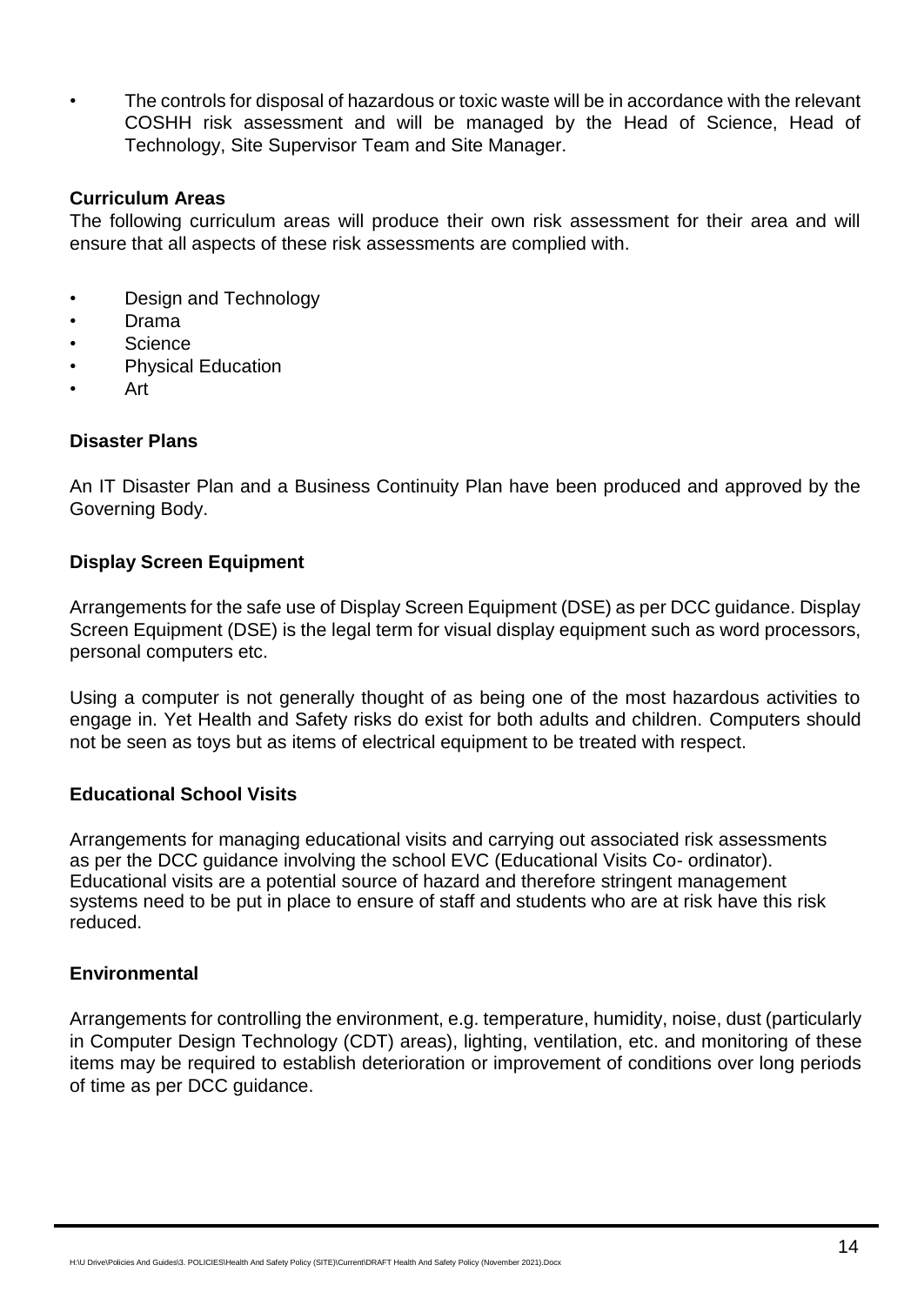- The controls for disposal of hazardous or toxic waste will be in accordance with the relevant COSHH risk assessment and will be managed by the Head of Science, Head of Technology, Site Supervisor Team and Site Manager.

**Curriculum Areas**

The following curriculum areas will produce their own risk assessment for their area and will ensure that all aspects of these risk assessments are complied with.

- Design and Technology
- Drama
- Science
- Physical Education
- Art

**Disaster Plans**

An IT Disaster Plan and a Business Continuity Plan have been produced and approved by the Governing Body.

**Display Screen Equipment**

Arrangements for the safe use of Display Screen Equipment (DSE) as per DCC guidance. Display Screen Equipment (DSE) is the legal term for visual display equipment such as word processors, personal computers etc.

Using a computer is not generally thought of as being one of the most hazardous activities to engage in. Yet Health and Safety risks do exist for both adults and children. Computers should not be seen as toys but as items of electrical equipment to be treated with respect.

**Educational School Visits**

Arrangements for managing educational visits and carrying out associated risk assessments as per the DCC guidance involving the school EVC (Educational Visits Co- ordinator). Educational visits are a potential source of hazard and therefore stringent management systems need to be put in place to ensure of staff and students who are at risk have this risk reduced.

**Environmental**

Arrangements for controlling the environment, e.g. temperature, humidity, noise, dust (particularly in Computer Design Technology (CDT) areas), lighting, ventilation, etc. and monitoring of these items may be required to establish deterioration or improvement of conditions over long periods of time as per DCC guidance.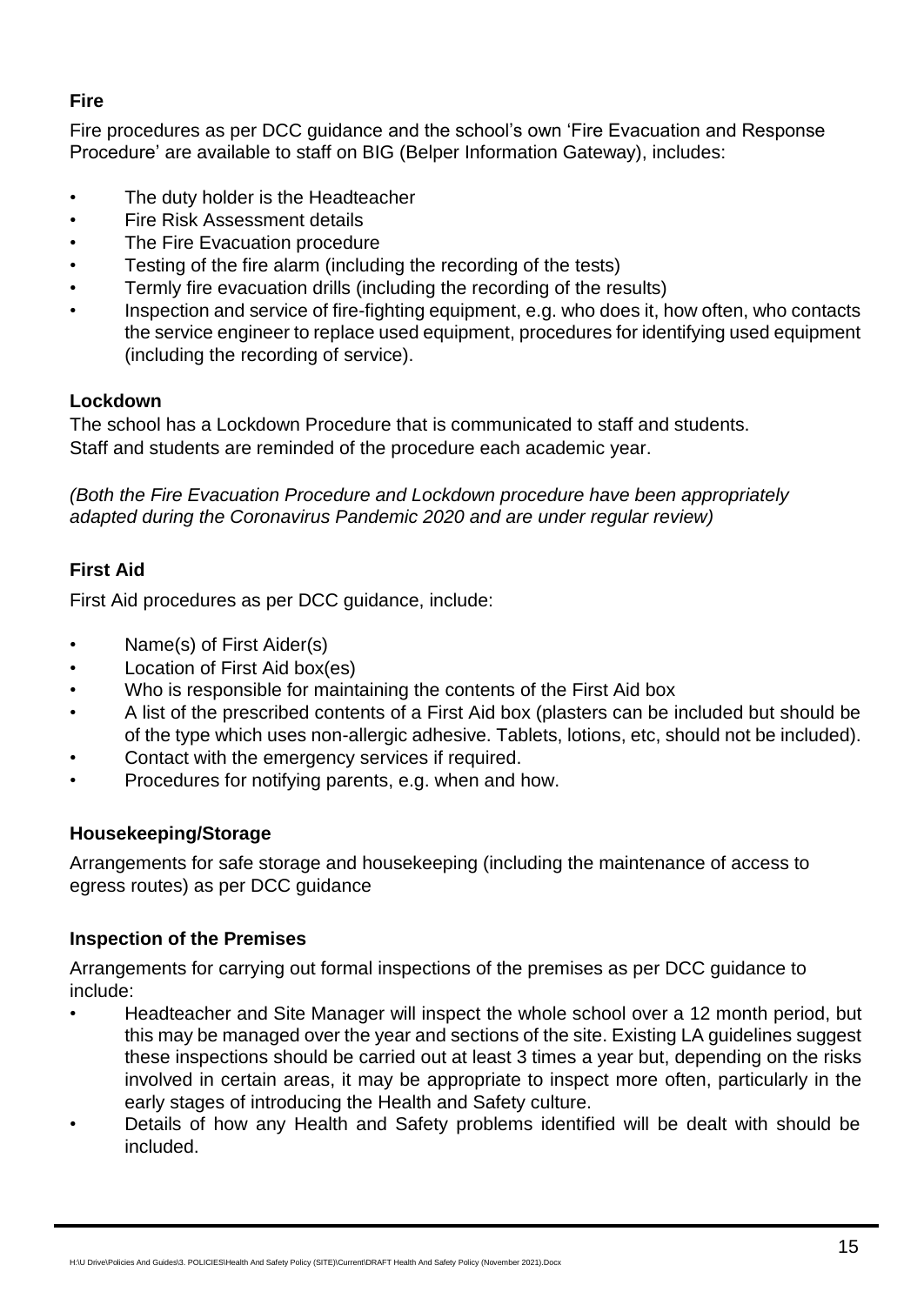### Fire

Fire procedures as per DCC guidance and the school's own 'Fire Evacuation and Response Procedure' are available to staff on BIG (Belper Information Gateway), includes:

- The duty holder is the Headteacher
- Fire Risk Assessment details
- The Fire Evacuation procedure
- Testing of the fire alarm (including the recording of the tests)
- Termly fire evacuation drills (including the recording of the results)
- Inspection and service of fire-fighting equipment, e.g. who does it, how often, who contacts the service engineer to replace used equipment, procedures for identifying used equipment (including the recording of service).

### Lockdown

The school has a Lockdown Procedure that is communicated to staff and students.
Staff and students are reminded of the procedure each academic year.

*(Both the Fire Evacuation Procedure and Lockdown procedure have been appropriately adapted during the Coronavirus Pandemic 2020 and are under regular review)*

### First Aid

First Aid procedures as per DCC guidance, include:

- Name(s) of First Aider(s)
- Location of First Aid box(es)
- Who is responsible for maintaining the contents of the First Aid box
- A list of the prescribed contents of a First Aid box (plasters can be included but should be of the type which uses non-allergic adhesive. Tablets, lotions, etc, should not be included).
- Contact with the emergency services if required.
- Procedures for notifying parents, e.g. when and how.

### Housekeeping/Storage

Arrangements for safe storage and housekeeping (including the maintenance of access to egress routes) as per DCC guidance

### Inspection of the Premises

Arrangements for carrying out formal inspections of the premises as per DCC guidance to include:

- Headteacher and Site Manager will inspect the whole school over a 12 month period, but this may be managed over the year and sections of the site. Existing LA guidelines suggest these inspections should be carried out at least 3 times a year but, depending on the risks involved in certain areas, it may be appropriate to inspect more often, particularly in the early stages of introducing the Health and Safety culture.
- Details of how any Health and Safety problems identified will be dealt with should be included.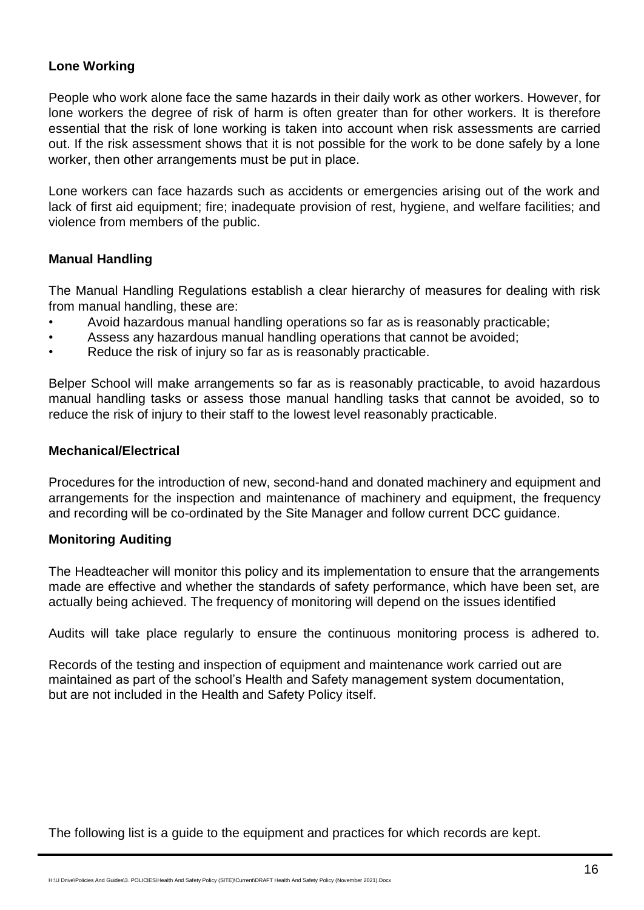### Lone Working

People who work alone face the same hazards in their daily work as other workers. However, for lone workers the degree of risk of harm is often greater than for other workers. It is therefore essential that the risk of lone working is taken into account when risk assessments are carried out. If the risk assessment shows that it is not possible for the work to be done safely by a lone worker, then other arrangements must be put in place.

Lone workers can face hazards such as accidents or emergencies arising out of the work and lack of first aid equipment; fire; inadequate provision of rest, hygiene, and welfare facilities; and violence from members of the public.

### Manual Handling

The Manual Handling Regulations establish a clear hierarchy of measures for dealing with risk from manual handling, these are:

- Avoid hazardous manual handling operations so far as is reasonably practicable;
- Assess any hazardous manual handling operations that cannot be avoided;
- Reduce the risk of injury so far as is reasonably practicable.

Belper School will make arrangements so far as is reasonably practicable, to avoid hazardous manual handling tasks or assess those manual handling tasks that cannot be avoided, so to reduce the risk of injury to their staff to the lowest level reasonably practicable.

### Mechanical/Electrical

Procedures for the introduction of new, second-hand and donated machinery and equipment and arrangements for the inspection and maintenance of machinery and equipment, the frequency and recording will be co-ordinated by the Site Manager and follow current DCC guidance.

### Monitoring Auditing

The Headteacher will monitor this policy and its implementation to ensure that the arrangements made are effective and whether the standards of safety performance, which have been set, are actually being achieved. The frequency of monitoring will depend on the issues identified

Audits will take place regularly to ensure the continuous monitoring process is adhered to.

Records of the testing and inspection of equipment and maintenance work carried out are maintained as part of the school's Health and Safety management system documentation, but are not included in the Health and Safety Policy itself.

The following list is a guide to the equipment and practices for which records are kept.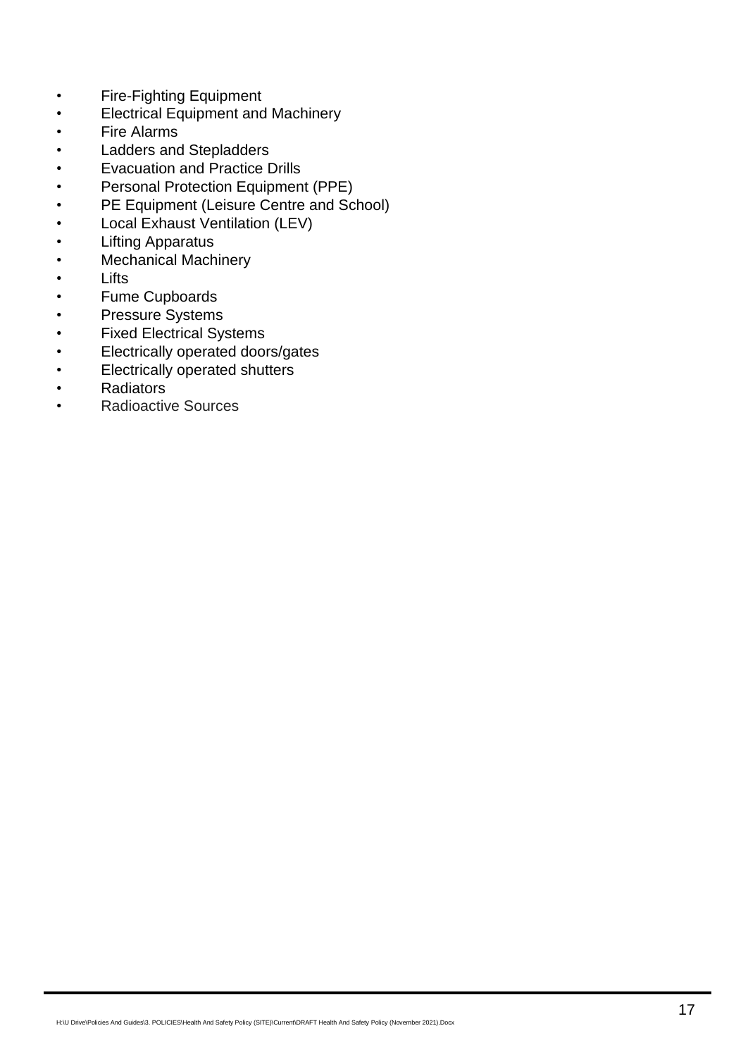- Fire-Fighting Equipment
- Electrical Equipment and Machinery
- Fire Alarms
- Ladders and Stepladders
- Evacuation and Practice Drills
- Personal Protection Equipment (PPE)
- PE Equipment (Leisure Centre and School)
- Local Exhaust Ventilation (LEV)
- Lifting Apparatus
- Mechanical Machinery
- Lifts
- Fume Cupboards
- Pressure Systems
- Fixed Electrical Systems
- Electrically operated doors/gates
- Electrically operated shutters
- Radiators
- Radioactive Sources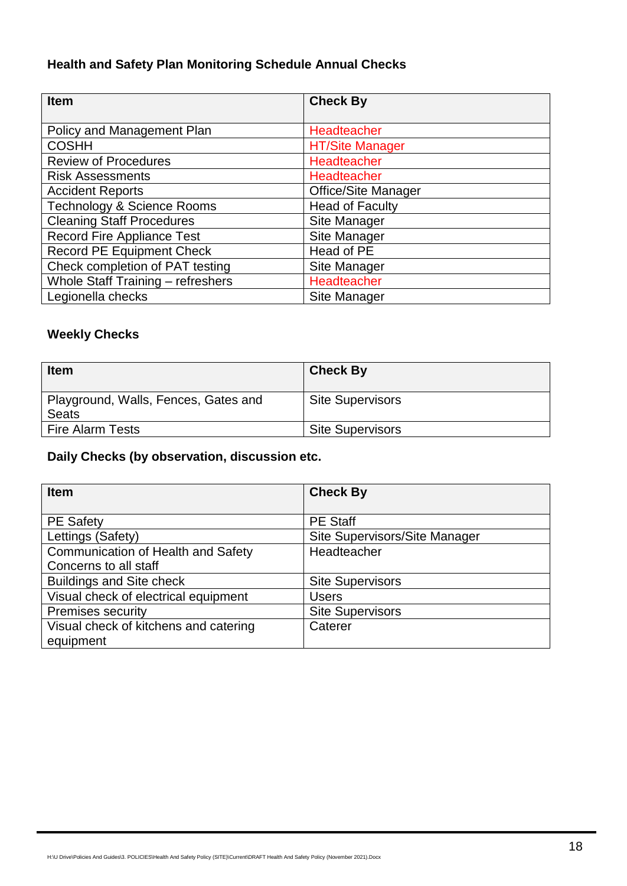### Health and Safety Plan Monitoring Schedule Annual Checks

| Item | Check By |
|---|---|
| Policy and Management Plan | Headteacher |
| COSHH | HT/Site Manager |
| Review of Procedures | Headteacher |
| Risk Assessments | Headteacher |
| Accident Reports | Office/Site Manager |
| Technology & Science Rooms | Head of Faculty |
| Cleaning Staff Procedures | Site Manager |
| Record Fire Appliance Test | Site Manager |
| Record PE Equipment Check | Head of PE |
| Check completion of PAT testing | Site Manager |
| Whole Staff Training – refreshers | Headteacher |
| Legionella checks | Site Manager |

### Weekly Checks

| Item | Check By |
|---|---|
| Playground, Walls, Fences, Gates and Seats | Site Supervisors |
| Fire Alarm Tests | Site Supervisors |

### Daily Checks (by observation, discussion etc.

| Item | Check By |
|---|---|
| PE Safety | PE Staff |
| Lettings (Safety) | Site Supervisors/Site Manager |
| Communication of Health and Safety Concerns to all staff | Headteacher |
| Buildings and Site check | Site Supervisors |
| Visual check of electrical equipment | Users |
| Premises security | Site Supervisors |
| Visual check of kitchens and catering equipment | Caterer |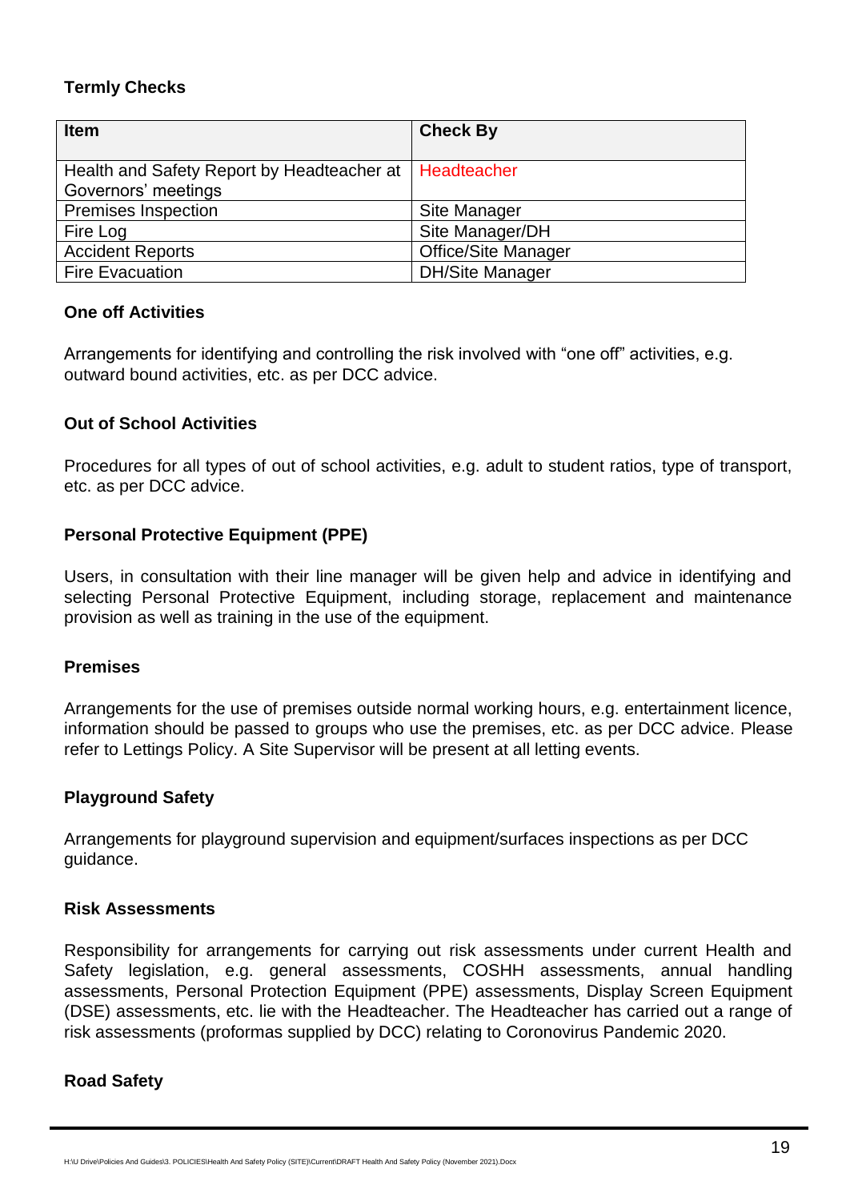**Termly Checks**

| Item | Check By |
|---|---|
| Health and Safety Report by Headteacher at Governors' meetings | Headteacher |
| Premises Inspection | Site Manager |
| Fire Log | Site Manager/DH |
| Accident Reports | Office/Site Manager |
| Fire Evacuation | DH/Site Manager |

**One off Activities**

Arrangements for identifying and controlling the risk involved with "one off" activities, e.g. outward bound activities, etc. as per DCC advice.

**Out of School Activities**

Procedures for all types of out of school activities, e.g. adult to student ratios, type of transport, etc. as per DCC advice.

**Personal Protective Equipment (PPE)**

Users, in consultation with their line manager will be given help and advice in identifying and selecting Personal Protective Equipment, including storage, replacement and maintenance provision as well as training in the use of the equipment.

**Premises**

Arrangements for the use of premises outside normal working hours, e.g. entertainment licence, information should be passed to groups who use the premises, etc. as per DCC advice. Please refer to Lettings Policy. A Site Supervisor will be present at all letting events.

**Playground Safety**

Arrangements for playground supervision and equipment/surfaces inspections as per DCC guidance.

**Risk Assessments**

Responsibility for arrangements for carrying out risk assessments under current Health and Safety legislation, e.g. general assessments, COSHH assessments, annual handling assessments, Personal Protection Equipment (PPE) assessments, Display Screen Equipment (DSE) assessments, etc. lie with the Headteacher. The Headteacher has carried out a range of risk assessments (proformas supplied by DCC) relating to Coronovirus Pandemic 2020.

**Road Safety**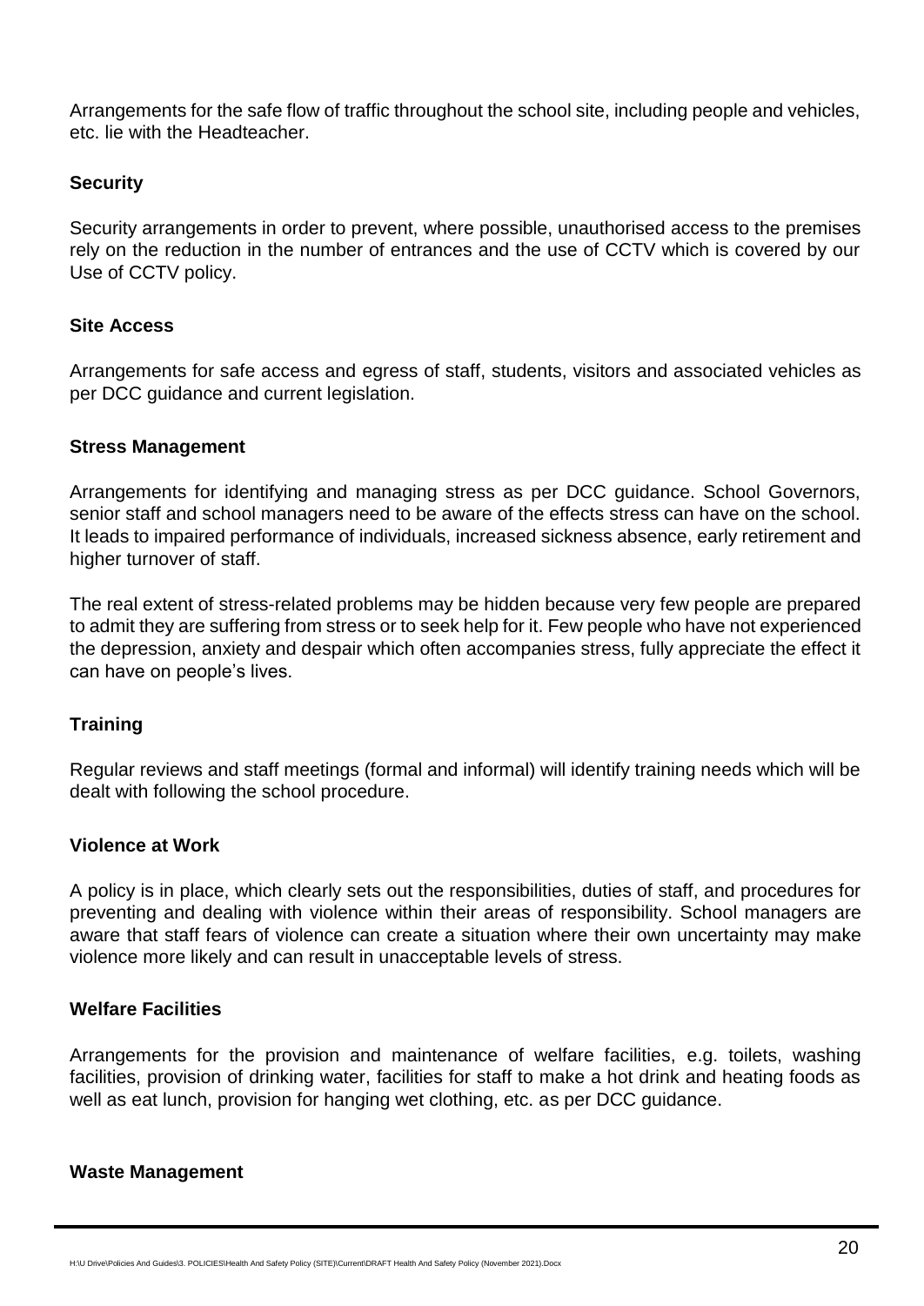Arrangements for the safe flow of traffic throughout the school site, including people and vehicles, etc. lie with the Headteacher.

**Security**

Security arrangements in order to prevent, where possible, unauthorised access to the premises rely on the reduction in the number of entrances and the use of CCTV which is covered by our Use of CCTV policy.

**Site Access**

Arrangements for safe access and egress of staff, students, visitors and associated vehicles as per DCC guidance and current legislation.

**Stress Management**

Arrangements for identifying and managing stress as per DCC guidance. School Governors, senior staff and school managers need to be aware of the effects stress can have on the school. It leads to impaired performance of individuals, increased sickness absence, early retirement and higher turnover of staff.

The real extent of stress-related problems may be hidden because very few people are prepared to admit they are suffering from stress or to seek help for it. Few people who have not experienced the depression, anxiety and despair which often accompanies stress, fully appreciate the effect it can have on people's lives.

**Training**

Regular reviews and staff meetings (formal and informal) will identify training needs which will be dealt with following the school procedure.

**Violence at Work**

A policy is in place, which clearly sets out the responsibilities, duties of staff, and procedures for preventing and dealing with violence within their areas of responsibility. School managers are aware that staff fears of violence can create a situation where their own uncertainty may make violence more likely and can result in unacceptable levels of stress.

**Welfare Facilities**

Arrangements for the provision and maintenance of welfare facilities, e.g. toilets, washing facilities, provision of drinking water, facilities for staff to make a hot drink and heating foods as well as eat lunch, provision for hanging wet clothing, etc. as per DCC guidance.

**Waste Management**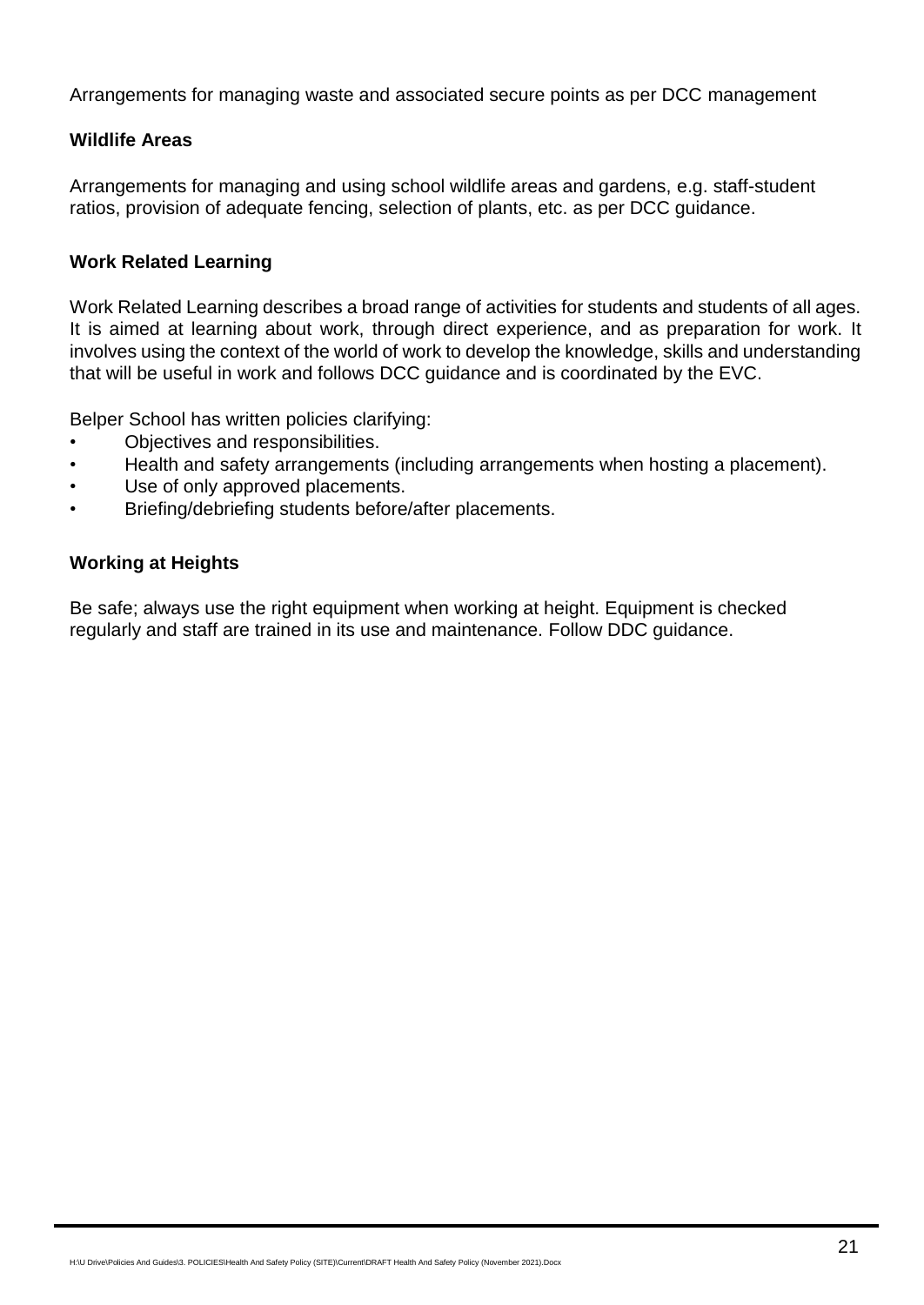Arrangements for managing waste and associated secure points as per DCC management

**Wildlife Areas**

Arrangements for managing and using school wildlife areas and gardens, e.g. staff-student ratios, provision of adequate fencing, selection of plants, etc. as per DCC guidance.

**Work Related Learning**

Work Related Learning describes a broad range of activities for students and students of all ages. It is aimed at learning about work, through direct experience, and as preparation for work. It involves using the context of the world of work to develop the knowledge, skills and understanding that will be useful in work and follows DCC guidance and is coordinated by the EVC.

Belper School has written policies clarifying:

- Objectives and responsibilities.
- Health and safety arrangements (including arrangements when hosting a placement).
- Use of only approved placements.
- Briefing/debriefing students before/after placements.

**Working at Heights**

Be safe; always use the right equipment when working at height. Equipment is checked regularly and staff are trained in its use and maintenance. Follow DDC guidance.